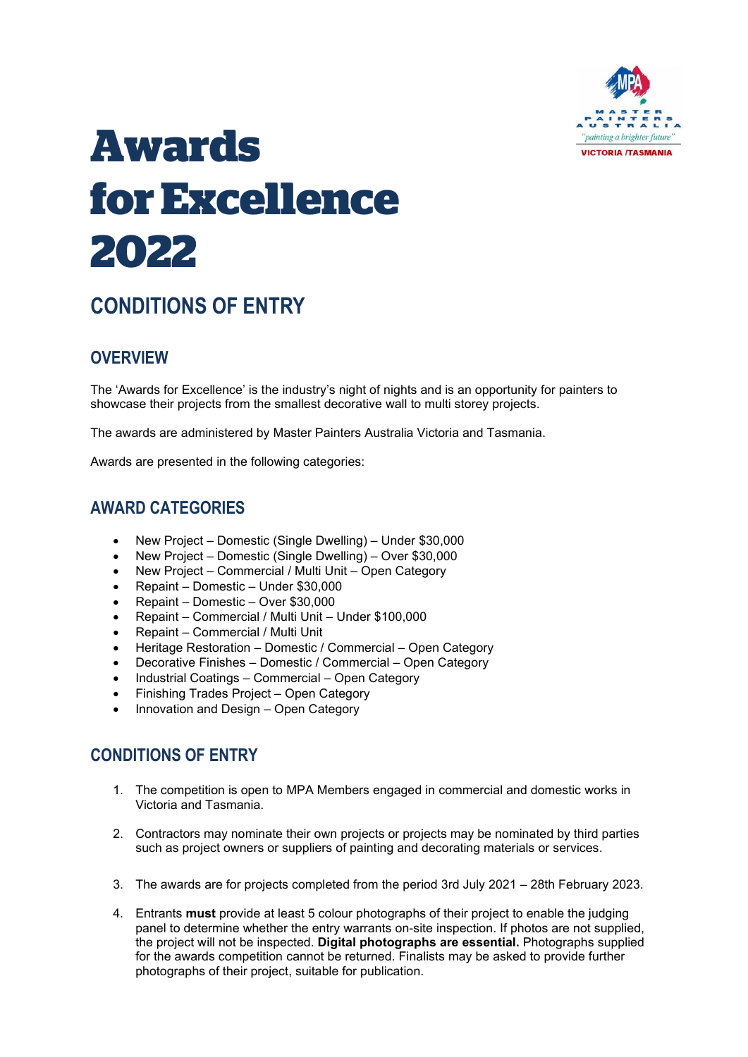# Awards for Excellence 2022

## CONDITIONS OF ENTRY

### OVERVIEW

The 'Awards for Excellence' is the industry's night of nights and is an opportunity for painters to showcase their projects from the smallest decorative wall to multi storey projects.

The awards are administered by Master Painters Australia Victoria and Tasmania.

Awards are presented in the following categories:

### AWARD CATEGORIES

- New Project – Domestic (Single Dwelling) – Under $30,000
- New Project – Domestic (Single Dwelling) – Over $30,000
- New Project – Commercial / Multi Unit – Open Category
- Repaint – Domestic – Under $30,000
- Repaint – Domestic – Over $30,000
- Repaint – Commercial / Multi Unit – Under $100,000
- Repaint – Commercial / Multi Unit
- Heritage Restoration – Domestic / Commercial – Open Category
- Decorative Finishes – Domestic / Commercial – Open Category
- Industrial Coatings – Commercial – Open Category
- Finishing Trades Project – Open Category
- Innovation and Design – Open Category

### CONDITIONS OF ENTRY

1. The competition is open to MPA Members engaged in commercial and domestic works in Victoria and Tasmania.

2. Contractors may nominate their own projects or projects may be nominated by third parties such as project owners or suppliers of painting and decorating materials or services.

3. The awards are for projects completed from the period 3rd July 2021 – 28th February 2023.

4. Entrants **must** provide at least 5 colour photographs of their project to enable the judging panel to determine whether the entry warrants on-site inspection. If photos are not supplied, the project will not be inspected. **Digital photographs are essential.** Photographs supplied for the awards competition cannot be returned. Finalists may be asked to provide further photographs of their project, suitable for publication.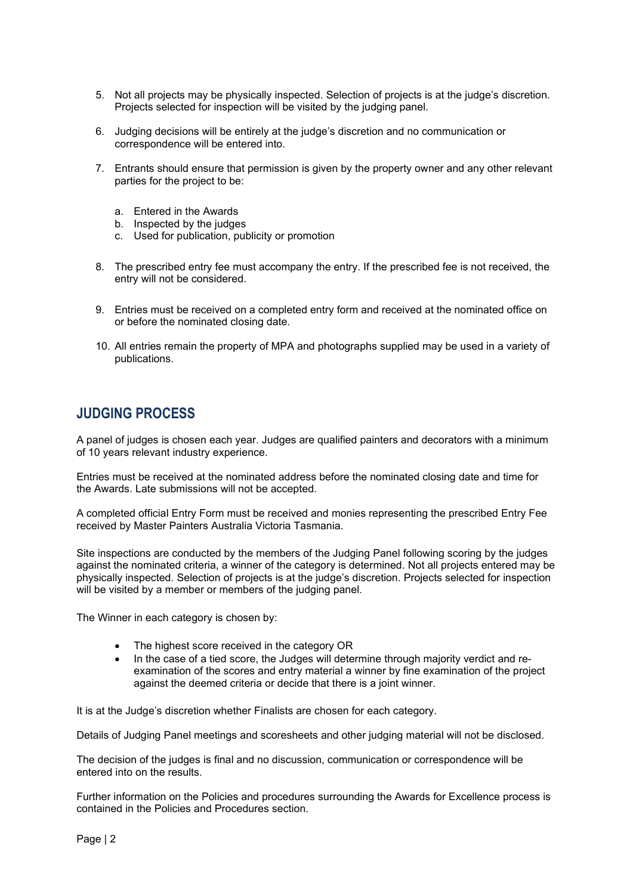5. Not all projects may be physically inspected. Selection of projects is at the judge's discretion. Projects selected for inspection will be visited by the judging panel.

6. Judging decisions will be entirely at the judge's discretion and no communication or correspondence will be entered into.

7. Entrants should ensure that permission is given by the property owner and any other relevant parties for the project to be:

    a. Entered in the Awards
    b. Inspected by the judges
    c. Used for publication, publicity or promotion

8. The prescribed entry fee must accompany the entry. If the prescribed fee is not received, the entry will not be considered.

9. Entries must be received on a completed entry form and received at the nominated office on or before the nominated closing date.

10. All entries remain the property of MPA and photographs supplied may be used in a variety of publications.

## JUDGING PROCESS

A panel of judges is chosen each year. Judges are qualified painters and decorators with a minimum of 10 years relevant industry experience.

Entries must be received at the nominated address before the nominated closing date and time for the Awards. Late submissions will not be accepted.

A completed official Entry Form must be received and monies representing the prescribed Entry Fee received by Master Painters Australia Victoria Tasmania.

Site inspections are conducted by the members of the Judging Panel following scoring by the judges against the nominated criteria, a winner of the category is determined. Not all projects entered may be physically inspected. Selection of projects is at the judge's discretion. Projects selected for inspection will be visited by a member or members of the judging panel.

The Winner in each category is chosen by:

- The highest score received in the category OR
- In the case of a tied score, the Judges will determine through majority verdict and re-examination of the scores and entry material a winner by fine examination of the project against the deemed criteria or decide that there is a joint winner.

It is at the Judge's discretion whether Finalists are chosen for each category.

Details of Judging Panel meetings and scoresheets and other judging material will not be disclosed.

The decision of the judges is final and no discussion, communication or correspondence will be entered into on the results.

Further information on the Policies and procedures surrounding the Awards for Excellence process is contained in the Policies and Procedures section.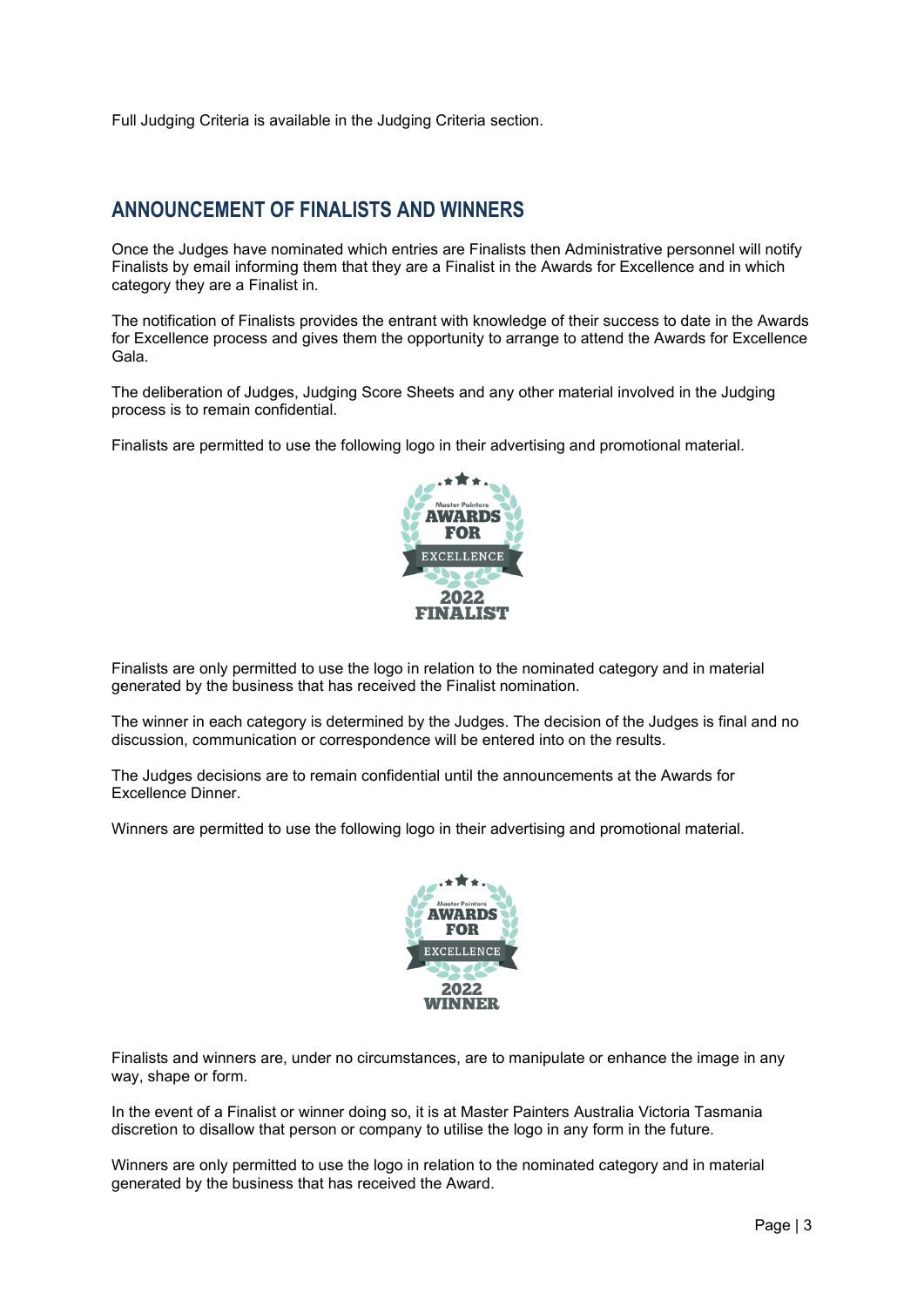Full Judging Criteria is available in the Judging Criteria section.

## ANNOUNCEMENT OF FINALISTS AND WINNERS

Once the Judges have nominated which entries are Finalists then Administrative personnel will notify Finalists by email informing them that they are a Finalist in the Awards for Excellence and in which category they are a Finalist in.

The notification of Finalists provides the entrant with knowledge of their success to date in the Awards for Excellence process and gives them the opportunity to arrange to attend the Awards for Excellence Gala.

The deliberation of Judges, Judging Score Sheets and any other material involved in the Judging process is to remain confidential.

Finalists are permitted to use the following logo in their advertising and promotional material.

Finalists are only permitted to use the logo in relation to the nominated category and in material generated by the business that has received the Finalist nomination.

The winner in each category is determined by the Judges. The decision of the Judges is final and no discussion, communication or correspondence will be entered into on the results.

The Judges decisions are to remain confidential until the announcements at the Awards for Excellence Dinner.

Winners are permitted to use the following logo in their advertising and promotional material.

Finalists and winners are, under no circumstances, are to manipulate or enhance the image in any way, shape or form.

In the event of a Finalist or winner doing so, it is at Master Painters Australia Victoria Tasmania discretion to disallow that person or company to utilise the logo in any form in the future.

Winners are only permitted to use the logo in relation to the nominated category and in material generated by the business that has received the Award.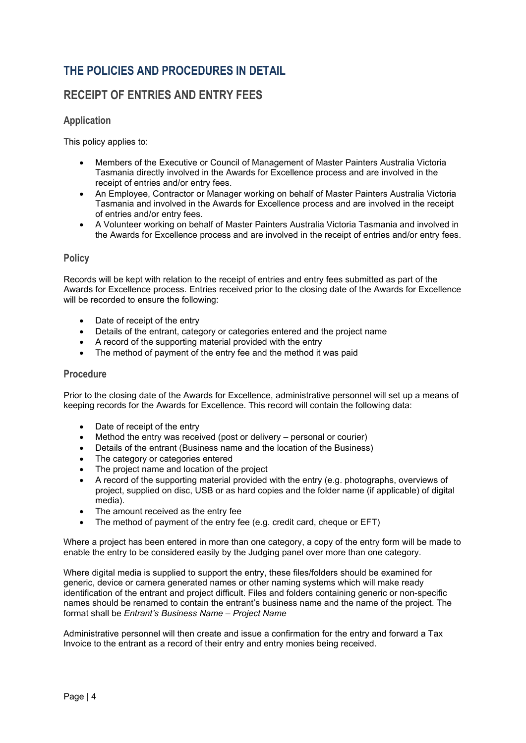# THE POLICIES AND PROCEDURES IN DETAIL

## RECEIPT OF ENTRIES AND ENTRY FEES

### Application

This policy applies to:

- Members of the Executive or Council of Management of Master Painters Australia Victoria Tasmania directly involved in the Awards for Excellence process and are involved in the receipt of entries and/or entry fees.
- An Employee, Contractor or Manager working on behalf of Master Painters Australia Victoria Tasmania and involved in the Awards for Excellence process and are involved in the receipt of entries and/or entry fees.
- A Volunteer working on behalf of Master Painters Australia Victoria Tasmania and involved in the Awards for Excellence process and are involved in the receipt of entries and/or entry fees.

### Policy

Records will be kept with relation to the receipt of entries and entry fees submitted as part of the Awards for Excellence process. Entries received prior to the closing date of the Awards for Excellence will be recorded to ensure the following:

- Date of receipt of the entry
- Details of the entrant, category or categories entered and the project name
- A record of the supporting material provided with the entry
- The method of payment of the entry fee and the method it was paid

### Procedure

Prior to the closing date of the Awards for Excellence, administrative personnel will set up a means of keeping records for the Awards for Excellence. This record will contain the following data:

- Date of receipt of the entry
- Method the entry was received (post or delivery – personal or courier)
- Details of the entrant (Business name and the location of the Business)
- The category or categories entered
- The project name and location of the project
- A record of the supporting material provided with the entry (e.g. photographs, overviews of project, supplied on disc, USB or as hard copies and the folder name (if applicable) of digital media).
- The amount received as the entry fee
- The method of payment of the entry fee (e.g. credit card, cheque or EFT)

Where a project has been entered in more than one category, a copy of the entry form will be made to enable the entry to be considered easily by the Judging panel over more than one category.

Where digital media is supplied to support the entry, these files/folders should be examined for generic, device or camera generated names or other naming systems which will make ready identification of the entrant and project difficult. Files and folders containing generic or non-specific names should be renamed to contain the entrant's business name and the name of the project. The format shall be *Entrant's Business Name – Project Name*

Administrative personnel will then create and issue a confirmation for the entry and forward a Tax Invoice to the entrant as a record of their entry and entry monies being received.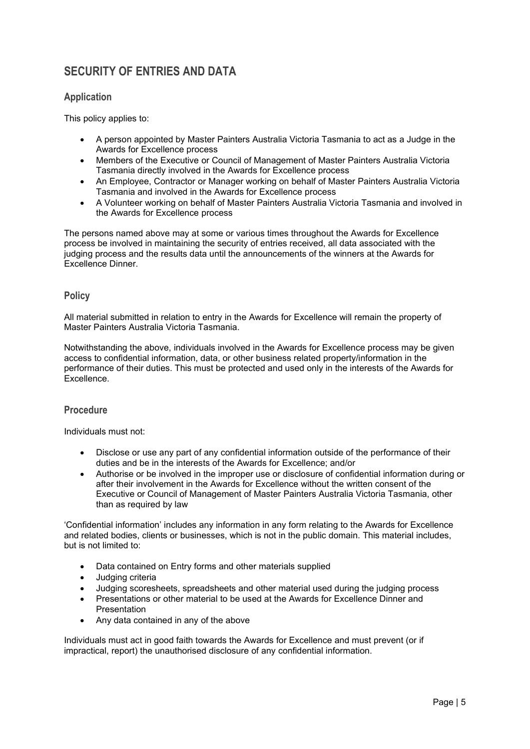## SECURITY OF ENTRIES AND DATA

### Application

This policy applies to:

- A person appointed by Master Painters Australia Victoria Tasmania to act as a Judge in the Awards for Excellence process
- Members of the Executive or Council of Management of Master Painters Australia Victoria Tasmania directly involved in the Awards for Excellence process
- An Employee, Contractor or Manager working on behalf of Master Painters Australia Victoria Tasmania and involved in the Awards for Excellence process
- A Volunteer working on behalf of Master Painters Australia Victoria Tasmania and involved in the Awards for Excellence process

The persons named above may at some or various times throughout the Awards for Excellence process be involved in maintaining the security of entries received, all data associated with the judging process and the results data until the announcements of the winners at the Awards for Excellence Dinner.

### Policy

All material submitted in relation to entry in the Awards for Excellence will remain the property of Master Painters Australia Victoria Tasmania.

Notwithstanding the above, individuals involved in the Awards for Excellence process may be given access to confidential information, data, or other business related property/information in the performance of their duties. This must be protected and used only in the interests of the Awards for Excellence.

### Procedure

Individuals must not:

- Disclose or use any part of any confidential information outside of the performance of their duties and be in the interests of the Awards for Excellence; and/or
- Authorise or be involved in the improper use or disclosure of confidential information during or after their involvement in the Awards for Excellence without the written consent of the Executive or Council of Management of Master Painters Australia Victoria Tasmania, other than as required by law

'Confidential information' includes any information in any form relating to the Awards for Excellence and related bodies, clients or businesses, which is not in the public domain. This material includes, but is not limited to:

- Data contained on Entry forms and other materials supplied
- Judging criteria
- Judging scoresheets, spreadsheets and other material used during the judging process
- Presentations or other material to be used at the Awards for Excellence Dinner and Presentation
- Any data contained in any of the above

Individuals must act in good faith towards the Awards for Excellence and must prevent (or if impractical, report) the unauthorised disclosure of any confidential information.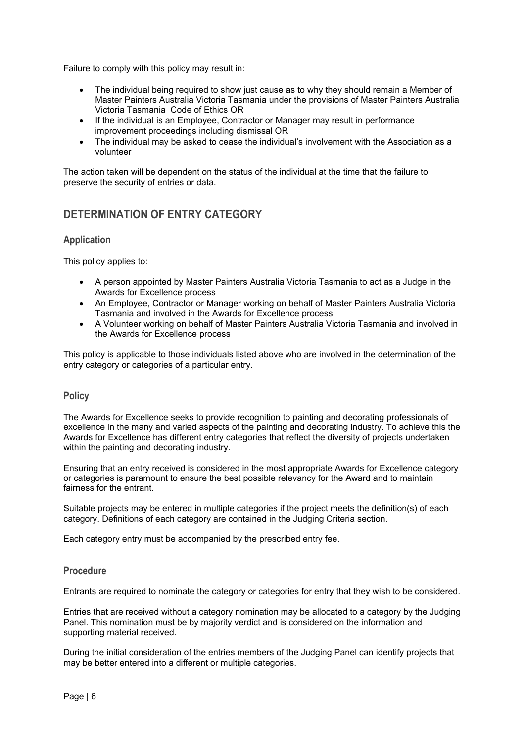Failure to comply with this policy may result in:

- The individual being required to show just cause as to why they should remain a Member of Master Painters Australia Victoria Tasmania under the provisions of Master Painters Australia Victoria Tasmania Code of Ethics OR
- If the individual is an Employee, Contractor or Manager may result in performance improvement proceedings including dismissal OR
- The individual may be asked to cease the individual's involvement with the Association as a volunteer

The action taken will be dependent on the status of the individual at the time that the failure to preserve the security of entries or data.

## DETERMINATION OF ENTRY CATEGORY

### Application

This policy applies to:

- A person appointed by Master Painters Australia Victoria Tasmania to act as a Judge in the Awards for Excellence process
- An Employee, Contractor or Manager working on behalf of Master Painters Australia Victoria Tasmania and involved in the Awards for Excellence process
- A Volunteer working on behalf of Master Painters Australia Victoria Tasmania and involved in the Awards for Excellence process

This policy is applicable to those individuals listed above who are involved in the determination of the entry category or categories of a particular entry.

### Policy

The Awards for Excellence seeks to provide recognition to painting and decorating professionals of excellence in the many and varied aspects of the painting and decorating industry. To achieve this the Awards for Excellence has different entry categories that reflect the diversity of projects undertaken within the painting and decorating industry.

Ensuring that an entry received is considered in the most appropriate Awards for Excellence category or categories is paramount to ensure the best possible relevancy for the Award and to maintain fairness for the entrant.

Suitable projects may be entered in multiple categories if the project meets the definition(s) of each category. Definitions of each category are contained in the Judging Criteria section.

Each category entry must be accompanied by the prescribed entry fee.

### Procedure

Entrants are required to nominate the category or categories for entry that they wish to be considered.

Entries that are received without a category nomination may be allocated to a category by the Judging Panel. This nomination must be by majority verdict and is considered on the information and supporting material received.

During the initial consideration of the entries members of the Judging Panel can identify projects that may be better entered into a different or multiple categories.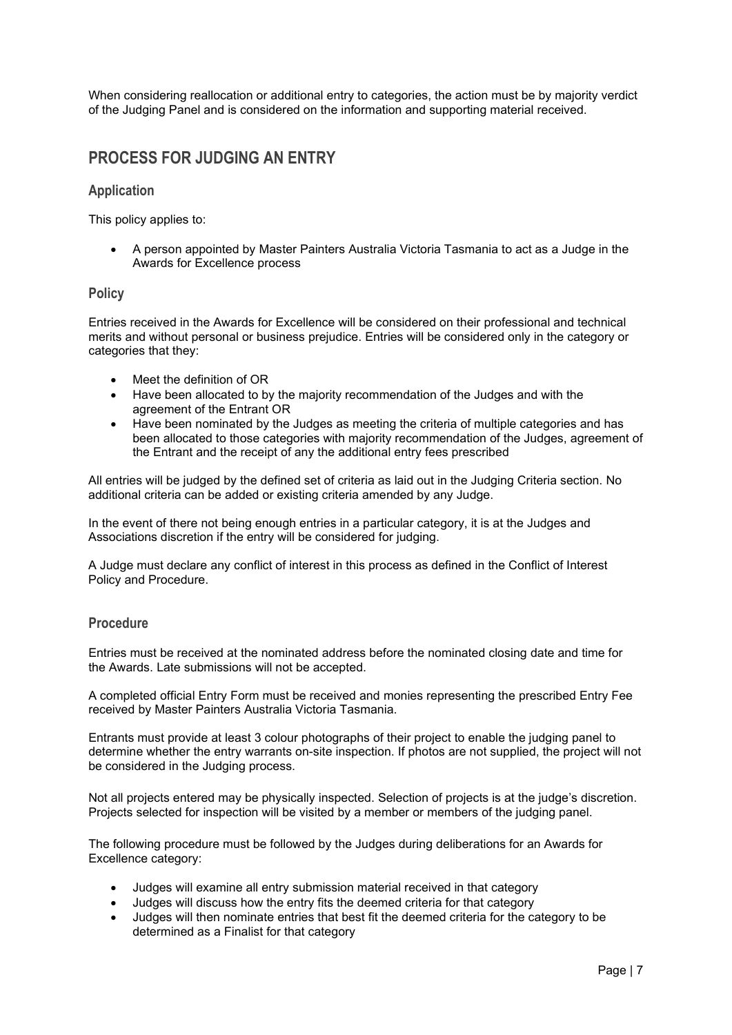When considering reallocation or additional entry to categories, the action must be by majority verdict of the Judging Panel and is considered on the information and supporting material received.

## PROCESS FOR JUDGING AN ENTRY

### Application

This policy applies to:

- A person appointed by Master Painters Australia Victoria Tasmania to act as a Judge in the Awards for Excellence process

### Policy

Entries received in the Awards for Excellence will be considered on their professional and technical merits and without personal or business prejudice. Entries will be considered only in the category or categories that they:

- Meet the definition of OR
- Have been allocated to by the majority recommendation of the Judges and with the agreement of the Entrant OR
- Have been nominated by the Judges as meeting the criteria of multiple categories and has been allocated to those categories with majority recommendation of the Judges, agreement of the Entrant and the receipt of any the additional entry fees prescribed

All entries will be judged by the defined set of criteria as laid out in the Judging Criteria section. No additional criteria can be added or existing criteria amended by any Judge.

In the event of there not being enough entries in a particular category, it is at the Judges and Associations discretion if the entry will be considered for judging.

A Judge must declare any conflict of interest in this process as defined in the Conflict of Interest Policy and Procedure.

### Procedure

Entries must be received at the nominated address before the nominated closing date and time for the Awards. Late submissions will not be accepted.

A completed official Entry Form must be received and monies representing the prescribed Entry Fee received by Master Painters Australia Victoria Tasmania.

Entrants must provide at least 3 colour photographs of their project to enable the judging panel to determine whether the entry warrants on-site inspection. If photos are not supplied, the project will not be considered in the Judging process.

Not all projects entered may be physically inspected. Selection of projects is at the judge's discretion. Projects selected for inspection will be visited by a member or members of the judging panel.

The following procedure must be followed by the Judges during deliberations for an Awards for Excellence category:

- Judges will examine all entry submission material received in that category
- Judges will discuss how the entry fits the deemed criteria for that category
- Judges will then nominate entries that best fit the deemed criteria for the category to be determined as a Finalist for that category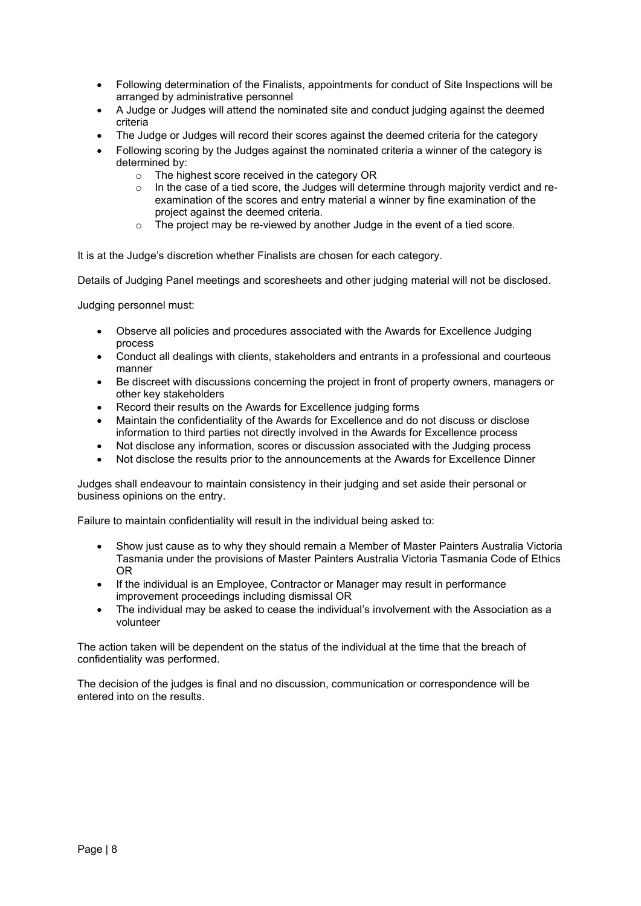- Following determination of the Finalists, appointments for conduct of Site Inspections will be arranged by administrative personnel
- A Judge or Judges will attend the nominated site and conduct judging against the deemed criteria
- The Judge or Judges will record their scores against the deemed criteria for the category
- Following scoring by the Judges against the nominated criteria a winner of the category is determined by:
  - The highest score received in the category OR
  - In the case of a tied score, the Judges will determine through majority verdict and re-examination of the scores and entry material a winner by fine examination of the project against the deemed criteria.
  - The project may be re-viewed by another Judge in the event of a tied score.

It is at the Judge's discretion whether Finalists are chosen for each category.

Details of Judging Panel meetings and scoresheets and other judging material will not be disclosed.

Judging personnel must:

- Observe all policies and procedures associated with the Awards for Excellence Judging process
- Conduct all dealings with clients, stakeholders and entrants in a professional and courteous manner
- Be discreet with discussions concerning the project in front of property owners, managers or other key stakeholders
- Record their results on the Awards for Excellence judging forms
- Maintain the confidentiality of the Awards for Excellence and do not discuss or disclose information to third parties not directly involved in the Awards for Excellence process
- Not disclose any information, scores or discussion associated with the Judging process
- Not disclose the results prior to the announcements at the Awards for Excellence Dinner

Judges shall endeavour to maintain consistency in their judging and set aside their personal or business opinions on the entry.

Failure to maintain confidentiality will result in the individual being asked to:

- Show just cause as to why they should remain a Member of Master Painters Australia Victoria Tasmania under the provisions of Master Painters Australia Victoria Tasmania Code of Ethics OR
- If the individual is an Employee, Contractor or Manager may result in performance improvement proceedings including dismissal OR
- The individual may be asked to cease the individual's involvement with the Association as a volunteer

The action taken will be dependent on the status of the individual at the time that the breach of confidentiality was performed.

The decision of the judges is final and no discussion, communication or correspondence will be entered into on the results.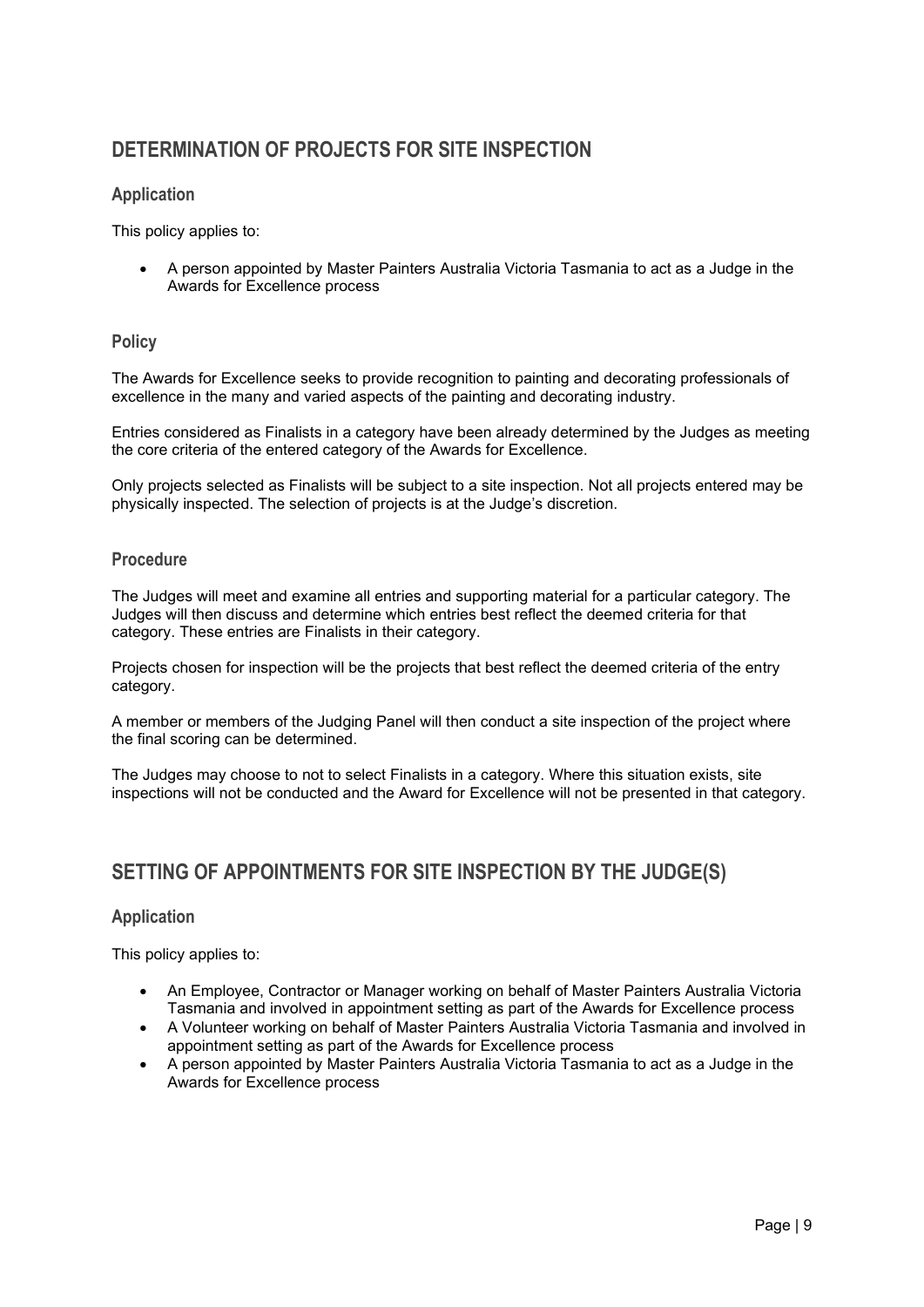## DETERMINATION OF PROJECTS FOR SITE INSPECTION

### Application

This policy applies to:

- A person appointed by Master Painters Australia Victoria Tasmania to act as a Judge in the Awards for Excellence process

### Policy

The Awards for Excellence seeks to provide recognition to painting and decorating professionals of excellence in the many and varied aspects of the painting and decorating industry.

Entries considered as Finalists in a category have been already determined by the Judges as meeting the core criteria of the entered category of the Awards for Excellence.

Only projects selected as Finalists will be subject to a site inspection. Not all projects entered may be physically inspected. The selection of projects is at the Judge's discretion.

### Procedure

The Judges will meet and examine all entries and supporting material for a particular category. The Judges will then discuss and determine which entries best reflect the deemed criteria for that category. These entries are Finalists in their category.

Projects chosen for inspection will be the projects that best reflect the deemed criteria of the entry category.

A member or members of the Judging Panel will then conduct a site inspection of the project where the final scoring can be determined.

The Judges may choose to not to select Finalists in a category. Where this situation exists, site inspections will not be conducted and the Award for Excellence will not be presented in that category.

## SETTING OF APPOINTMENTS FOR SITE INSPECTION BY THE JUDGE(S)

### Application

This policy applies to:

- An Employee, Contractor or Manager working on behalf of Master Painters Australia Victoria Tasmania and involved in appointment setting as part of the Awards for Excellence process
- A Volunteer working on behalf of Master Painters Australia Victoria Tasmania and involved in appointment setting as part of the Awards for Excellence process
- A person appointed by Master Painters Australia Victoria Tasmania to act as a Judge in the Awards for Excellence process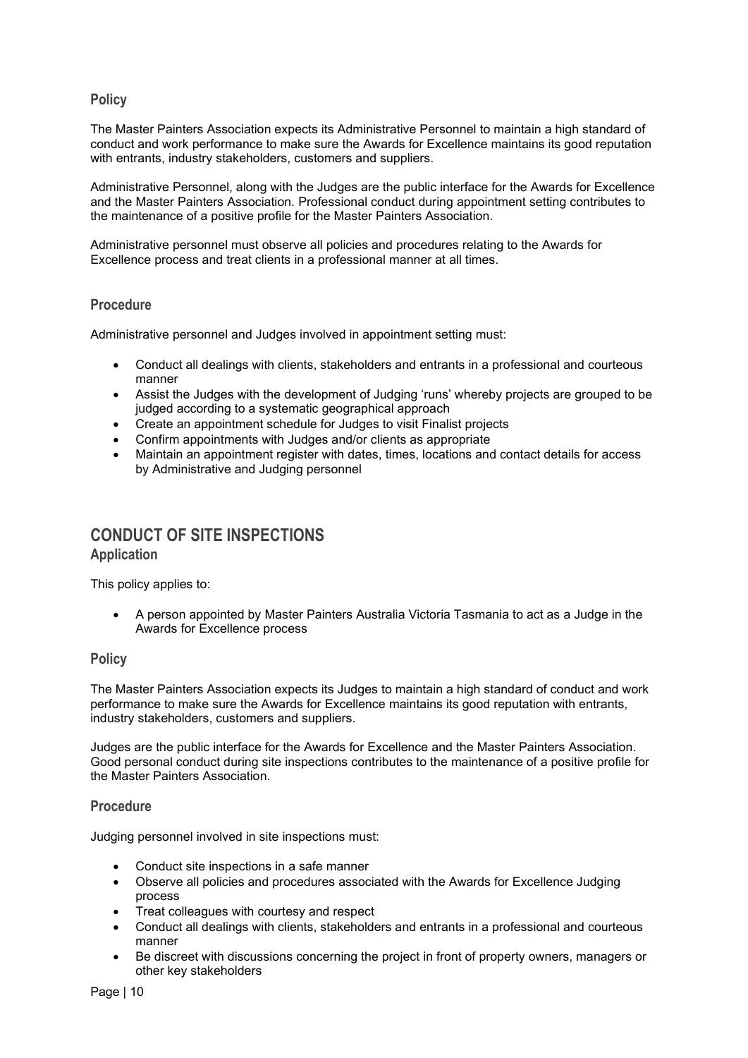### Policy

The Master Painters Association expects its Administrative Personnel to maintain a high standard of conduct and work performance to make sure the Awards for Excellence maintains its good reputation with entrants, industry stakeholders, customers and suppliers.

Administrative Personnel, along with the Judges are the public interface for the Awards for Excellence and the Master Painters Association. Professional conduct during appointment setting contributes to the maintenance of a positive profile for the Master Painters Association.

Administrative personnel must observe all policies and procedures relating to the Awards for Excellence process and treat clients in a professional manner at all times.

### Procedure

Administrative personnel and Judges involved in appointment setting must:

- Conduct all dealings with clients, stakeholders and entrants in a professional and courteous manner
- Assist the Judges with the development of Judging 'runs' whereby projects are grouped to be judged according to a systematic geographical approach
- Create an appointment schedule for Judges to visit Finalist projects
- Confirm appointments with Judges and/or clients as appropriate
- Maintain an appointment register with dates, times, locations and contact details for access by Administrative and Judging personnel

## CONDUCT OF SITE INSPECTIONS

### Application

This policy applies to:

- A person appointed by Master Painters Australia Victoria Tasmania to act as a Judge in the Awards for Excellence process

### Policy

The Master Painters Association expects its Judges to maintain a high standard of conduct and work performance to make sure the Awards for Excellence maintains its good reputation with entrants, industry stakeholders, customers and suppliers.

Judges are the public interface for the Awards for Excellence and the Master Painters Association. Good personal conduct during site inspections contributes to the maintenance of a positive profile for the Master Painters Association.

### Procedure

Judging personnel involved in site inspections must:

- Conduct site inspections in a safe manner
- Observe all policies and procedures associated with the Awards for Excellence Judging process
- Treat colleagues with courtesy and respect
- Conduct all dealings with clients, stakeholders and entrants in a professional and courteous manner
- Be discreet with discussions concerning the project in front of property owners, managers or other key stakeholders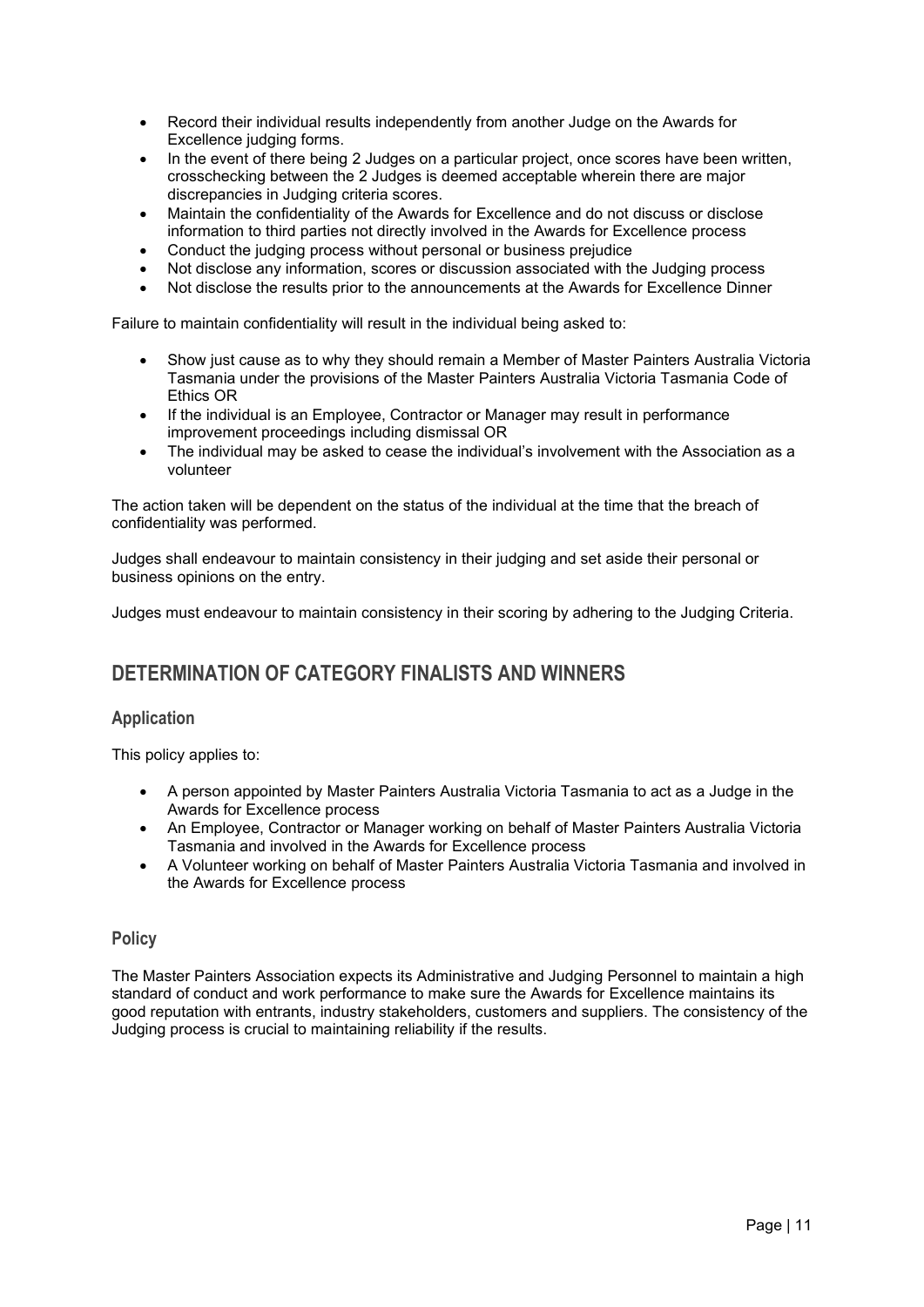- Record their individual results independently from another Judge on the Awards for Excellence judging forms.
- In the event of there being 2 Judges on a particular project, once scores have been written, crosschecking between the 2 Judges is deemed acceptable wherein there are major discrepancies in Judging criteria scores.
- Maintain the confidentiality of the Awards for Excellence and do not discuss or disclose information to third parties not directly involved in the Awards for Excellence process
- Conduct the judging process without personal or business prejudice
- Not disclose any information, scores or discussion associated with the Judging process
- Not disclose the results prior to the announcements at the Awards for Excellence Dinner

Failure to maintain confidentiality will result in the individual being asked to:

- Show just cause as to why they should remain a Member of Master Painters Australia Victoria Tasmania under the provisions of the Master Painters Australia Victoria Tasmania Code of Ethics OR
- If the individual is an Employee, Contractor or Manager may result in performance improvement proceedings including dismissal OR
- The individual may be asked to cease the individual's involvement with the Association as a volunteer

The action taken will be dependent on the status of the individual at the time that the breach of confidentiality was performed.

Judges shall endeavour to maintain consistency in their judging and set aside their personal or business opinions on the entry.

Judges must endeavour to maintain consistency in their scoring by adhering to the Judging Criteria.

## DETERMINATION OF CATEGORY FINALISTS AND WINNERS

### Application

This policy applies to:

- A person appointed by Master Painters Australia Victoria Tasmania to act as a Judge in the Awards for Excellence process
- An Employee, Contractor or Manager working on behalf of Master Painters Australia Victoria Tasmania and involved in the Awards for Excellence process
- A Volunteer working on behalf of Master Painters Australia Victoria Tasmania and involved in the Awards for Excellence process

### Policy

The Master Painters Association expects its Administrative and Judging Personnel to maintain a high standard of conduct and work performance to make sure the Awards for Excellence maintains its good reputation with entrants, industry stakeholders, customers and suppliers. The consistency of the Judging process is crucial to maintaining reliability if the results.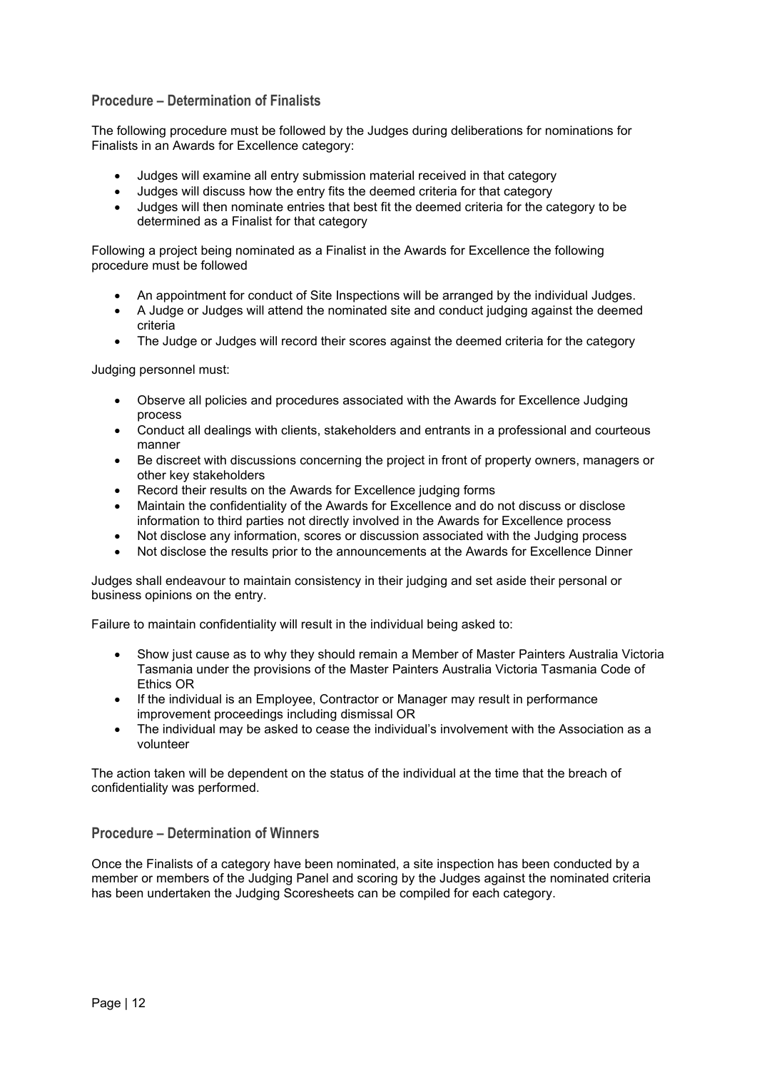## Procedure – Determination of Finalists

The following procedure must be followed by the Judges during deliberations for nominations for Finalists in an Awards for Excellence category:

- Judges will examine all entry submission material received in that category
- Judges will discuss how the entry fits the deemed criteria for that category
- Judges will then nominate entries that best fit the deemed criteria for the category to be determined as a Finalist for that category

Following a project being nominated as a Finalist in the Awards for Excellence the following procedure must be followed

- An appointment for conduct of Site Inspections will be arranged by the individual Judges.
- A Judge or Judges will attend the nominated site and conduct judging against the deemed criteria
- The Judge or Judges will record their scores against the deemed criteria for the category

Judging personnel must:

- Observe all policies and procedures associated with the Awards for Excellence Judging process
- Conduct all dealings with clients, stakeholders and entrants in a professional and courteous manner
- Be discreet with discussions concerning the project in front of property owners, managers or other key stakeholders
- Record their results on the Awards for Excellence judging forms
- Maintain the confidentiality of the Awards for Excellence and do not discuss or disclose information to third parties not directly involved in the Awards for Excellence process
- Not disclose any information, scores or discussion associated with the Judging process
- Not disclose the results prior to the announcements at the Awards for Excellence Dinner

Judges shall endeavour to maintain consistency in their judging and set aside their personal or business opinions on the entry.

Failure to maintain confidentiality will result in the individual being asked to:

- Show just cause as to why they should remain a Member of Master Painters Australia Victoria Tasmania under the provisions of the Master Painters Australia Victoria Tasmania Code of Ethics OR
- If the individual is an Employee, Contractor or Manager may result in performance improvement proceedings including dismissal OR
- The individual may be asked to cease the individual's involvement with the Association as a volunteer

The action taken will be dependent on the status of the individual at the time that the breach of confidentiality was performed.

## Procedure – Determination of Winners

Once the Finalists of a category have been nominated, a site inspection has been conducted by a member or members of the Judging Panel and scoring by the Judges against the nominated criteria has been undertaken the Judging Scoresheets can be compiled for each category.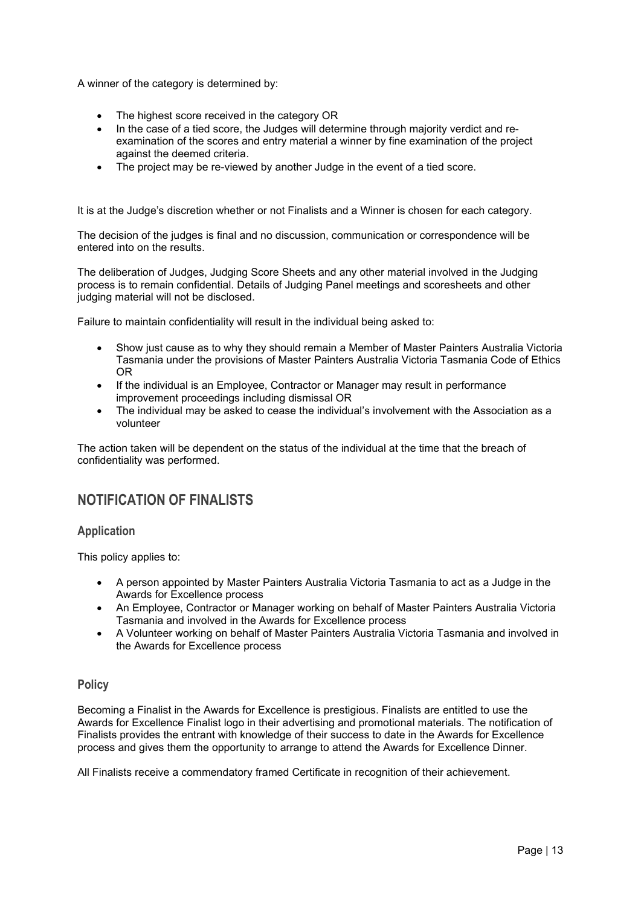A winner of the category is determined by:

- The highest score received in the category OR
- In the case of a tied score, the Judges will determine through majority verdict and re-examination of the scores and entry material a winner by fine examination of the project against the deemed criteria.
- The project may be re-viewed by another Judge in the event of a tied score.

It is at the Judge's discretion whether or not Finalists and a Winner is chosen for each category.

The decision of the judges is final and no discussion, communication or correspondence will be entered into on the results.

The deliberation of Judges, Judging Score Sheets and any other material involved in the Judging process is to remain confidential. Details of Judging Panel meetings and scoresheets and other judging material will not be disclosed.

Failure to maintain confidentiality will result in the individual being asked to:

- Show just cause as to why they should remain a Member of Master Painters Australia Victoria Tasmania under the provisions of Master Painters Australia Victoria Tasmania Code of Ethics OR
- If the individual is an Employee, Contractor or Manager may result in performance improvement proceedings including dismissal OR
- The individual may be asked to cease the individual's involvement with the Association as a volunteer

The action taken will be dependent on the status of the individual at the time that the breach of confidentiality was performed.

## NOTIFICATION OF FINALISTS

### Application

This policy applies to:

- A person appointed by Master Painters Australia Victoria Tasmania to act as a Judge in the Awards for Excellence process
- An Employee, Contractor or Manager working on behalf of Master Painters Australia Victoria Tasmania and involved in the Awards for Excellence process
- A Volunteer working on behalf of Master Painters Australia Victoria Tasmania and involved in the Awards for Excellence process

### Policy

Becoming a Finalist in the Awards for Excellence is prestigious. Finalists are entitled to use the Awards for Excellence Finalist logo in their advertising and promotional materials. The notification of Finalists provides the entrant with knowledge of their success to date in the Awards for Excellence process and gives them the opportunity to arrange to attend the Awards for Excellence Dinner.

All Finalists receive a commendatory framed Certificate in recognition of their achievement.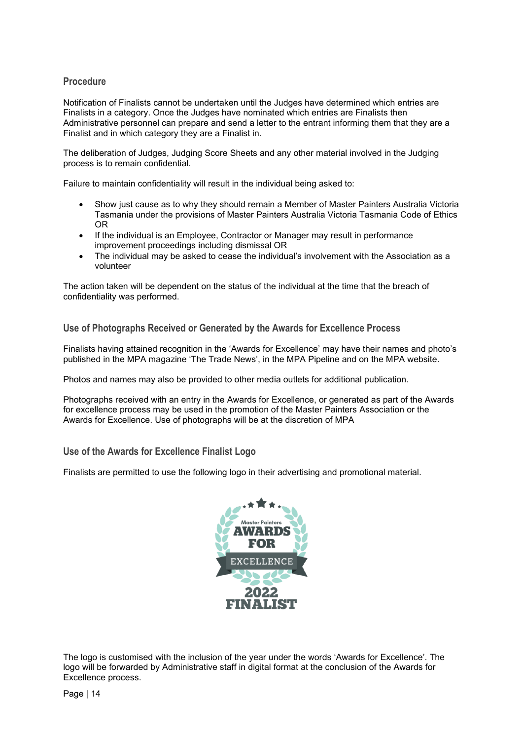## Procedure

Notification of Finalists cannot be undertaken until the Judges have determined which entries are Finalists in a category. Once the Judges have nominated which entries are Finalists then Administrative personnel can prepare and send a letter to the entrant informing them that they are a Finalist and in which category they are a Finalist in.

The deliberation of Judges, Judging Score Sheets and any other material involved in the Judging process is to remain confidential.

Failure to maintain confidentiality will result in the individual being asked to:

- Show just cause as to why they should remain a Member of Master Painters Australia Victoria Tasmania under the provisions of Master Painters Australia Victoria Tasmania Code of Ethics OR
- If the individual is an Employee, Contractor or Manager may result in performance improvement proceedings including dismissal OR
- The individual may be asked to cease the individual's involvement with the Association as a volunteer

The action taken will be dependent on the status of the individual at the time that the breach of confidentiality was performed.

## Use of Photographs Received or Generated by the Awards for Excellence Process

Finalists having attained recognition in the 'Awards for Excellence' may have their names and photo's published in the MPA magazine 'The Trade News', in the MPA Pipeline and on the MPA website.

Photos and names may also be provided to other media outlets for additional publication.

Photographs received with an entry in the Awards for Excellence, or generated as part of the Awards for excellence process may be used in the promotion of the Master Painters Association or the Awards for Excellence. Use of photographs will be at the discretion of MPA

## Use of the Awards for Excellence Finalist Logo

Finalists are permitted to use the following logo in their advertising and promotional material.

Master Painters AWARDS FOR EXCELLENCE 2022 FINALIST

The logo is customised with the inclusion of the year under the words 'Awards for Excellence'. The logo will be forwarded by Administrative staff in digital format at the conclusion of the Awards for Excellence process.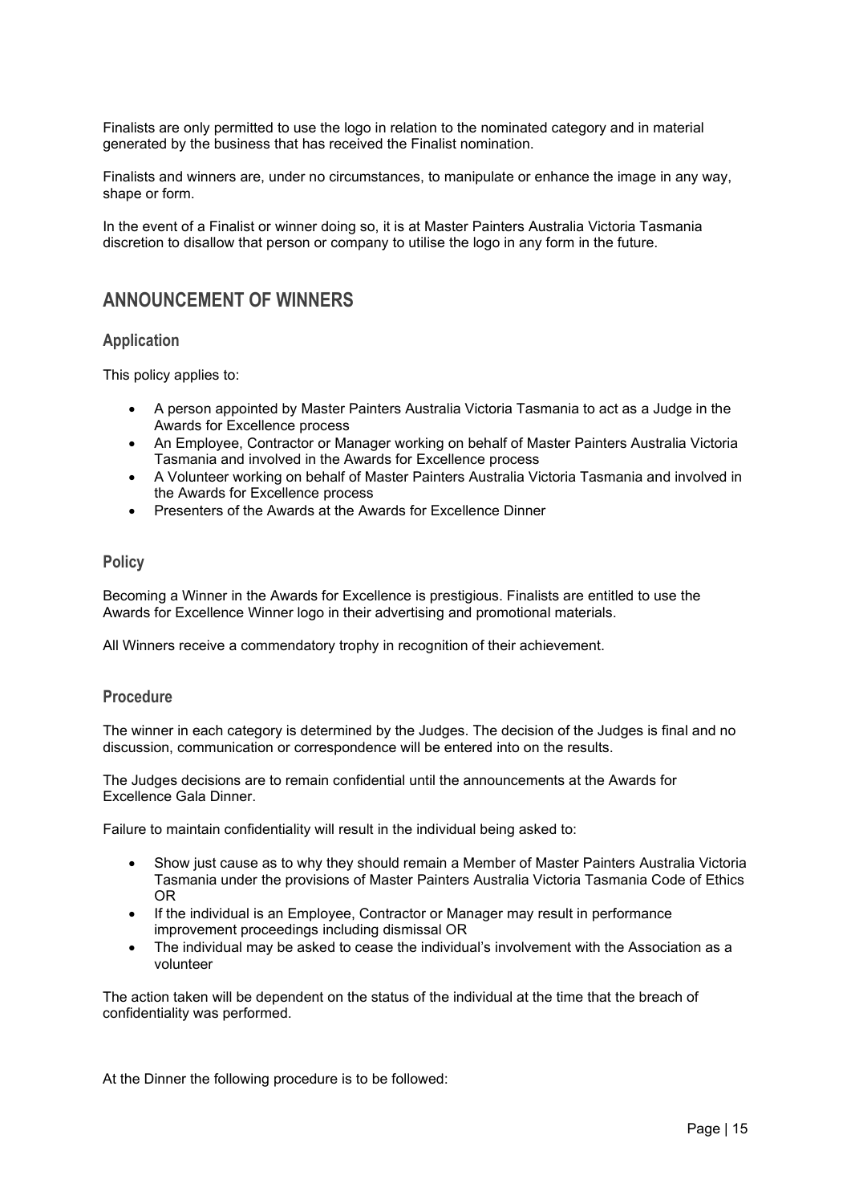Finalists are only permitted to use the logo in relation to the nominated category and in material generated by the business that has received the Finalist nomination.

Finalists and winners are, under no circumstances, to manipulate or enhance the image in any way, shape or form.

In the event of a Finalist or winner doing so, it is at Master Painters Australia Victoria Tasmania discretion to disallow that person or company to utilise the logo in any form in the future.

## ANNOUNCEMENT OF WINNERS

### Application

This policy applies to:

- A person appointed by Master Painters Australia Victoria Tasmania to act as a Judge in the Awards for Excellence process
- An Employee, Contractor or Manager working on behalf of Master Painters Australia Victoria Tasmania and involved in the Awards for Excellence process
- A Volunteer working on behalf of Master Painters Australia Victoria Tasmania and involved in the Awards for Excellence process
- Presenters of the Awards at the Awards for Excellence Dinner

### Policy

Becoming a Winner in the Awards for Excellence is prestigious. Finalists are entitled to use the Awards for Excellence Winner logo in their advertising and promotional materials.

All Winners receive a commendatory trophy in recognition of their achievement.

### Procedure

The winner in each category is determined by the Judges. The decision of the Judges is final and no discussion, communication or correspondence will be entered into on the results.

The Judges decisions are to remain confidential until the announcements at the Awards for Excellence Gala Dinner.

Failure to maintain confidentiality will result in the individual being asked to:

- Show just cause as to why they should remain a Member of Master Painters Australia Victoria Tasmania under the provisions of Master Painters Australia Victoria Tasmania Code of Ethics OR
- If the individual is an Employee, Contractor or Manager may result in performance improvement proceedings including dismissal OR
- The individual may be asked to cease the individual's involvement with the Association as a volunteer

The action taken will be dependent on the status of the individual at the time that the breach of confidentiality was performed.

At the Dinner the following procedure is to be followed: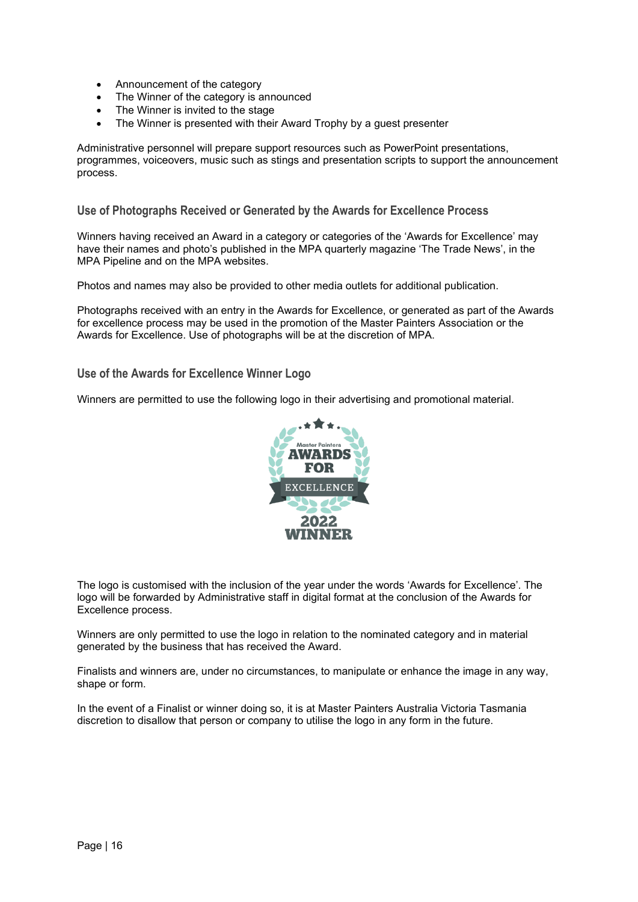- Announcement of the category
- The Winner of the category is announced
- The Winner is invited to the stage
- The Winner is presented with their Award Trophy by a guest presenter

Administrative personnel will prepare support resources such as PowerPoint presentations, programmes, voiceovers, music such as stings and presentation scripts to support the announcement process.

### Use of Photographs Received or Generated by the Awards for Excellence Process

Winners having received an Award in a category or categories of the 'Awards for Excellence' may have their names and photo's published in the MPA quarterly magazine 'The Trade News', in the MPA Pipeline and on the MPA websites.

Photos and names may also be provided to other media outlets for additional publication.

Photographs received with an entry in the Awards for Excellence, or generated as part of the Awards for excellence process may be used in the promotion of the Master Painters Association or the Awards for Excellence. Use of photographs will be at the discretion of MPA.

### Use of the Awards for Excellence Winner Logo

Winners are permitted to use the following logo in their advertising and promotional material.

Master Painters AWARDS FOR EXCELLENCE 2022 WINNER

The logo is customised with the inclusion of the year under the words 'Awards for Excellence'. The logo will be forwarded by Administrative staff in digital format at the conclusion of the Awards for Excellence process.

Winners are only permitted to use the logo in relation to the nominated category and in material generated by the business that has received the Award.

Finalists and winners are, under no circumstances, to manipulate or enhance the image in any way, shape or form.

In the event of a Finalist or winner doing so, it is at Master Painters Australia Victoria Tasmania discretion to disallow that person or company to utilise the logo in any form in the future.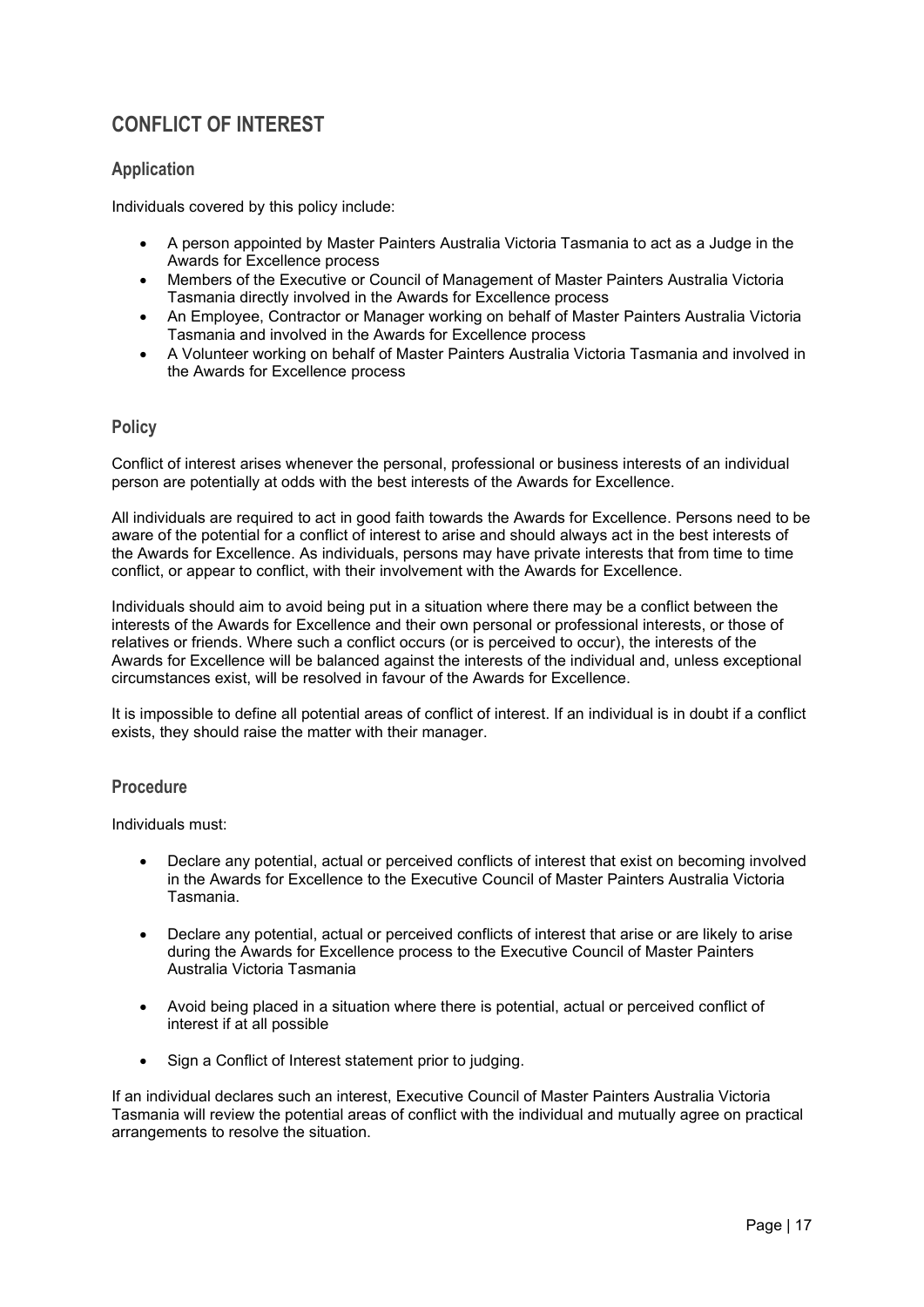## CONFLICT OF INTEREST

### Application

Individuals covered by this policy include:

- A person appointed by Master Painters Australia Victoria Tasmania to act as a Judge in the Awards for Excellence process
- Members of the Executive or Council of Management of Master Painters Australia Victoria Tasmania directly involved in the Awards for Excellence process
- An Employee, Contractor or Manager working on behalf of Master Painters Australia Victoria Tasmania and involved in the Awards for Excellence process
- A Volunteer working on behalf of Master Painters Australia Victoria Tasmania and involved in the Awards for Excellence process

### Policy

Conflict of interest arises whenever the personal, professional or business interests of an individual person are potentially at odds with the best interests of the Awards for Excellence.

All individuals are required to act in good faith towards the Awards for Excellence. Persons need to be aware of the potential for a conflict of interest to arise and should always act in the best interests of the Awards for Excellence. As individuals, persons may have private interests that from time to time conflict, or appear to conflict, with their involvement with the Awards for Excellence.

Individuals should aim to avoid being put in a situation where there may be a conflict between the interests of the Awards for Excellence and their own personal or professional interests, or those of relatives or friends. Where such a conflict occurs (or is perceived to occur), the interests of the Awards for Excellence will be balanced against the interests of the individual and, unless exceptional circumstances exist, will be resolved in favour of the Awards for Excellence.

It is impossible to define all potential areas of conflict of interest. If an individual is in doubt if a conflict exists, they should raise the matter with their manager.

### Procedure

Individuals must:

- Declare any potential, actual or perceived conflicts of interest that exist on becoming involved in the Awards for Excellence to the Executive Council of Master Painters Australia Victoria Tasmania.
- Declare any potential, actual or perceived conflicts of interest that arise or are likely to arise during the Awards for Excellence process to the Executive Council of Master Painters Australia Victoria Tasmania
- Avoid being placed in a situation where there is potential, actual or perceived conflict of interest if at all possible
- Sign a Conflict of Interest statement prior to judging.

If an individual declares such an interest, Executive Council of Master Painters Australia Victoria Tasmania will review the potential areas of conflict with the individual and mutually agree on practical arrangements to resolve the situation.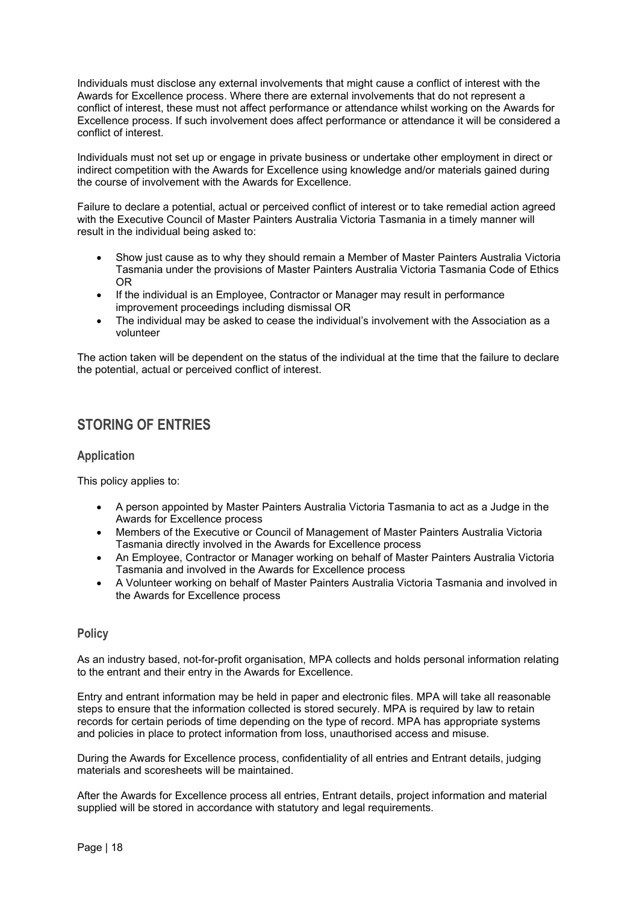Individuals must disclose any external involvements that might cause a conflict of interest with the Awards for Excellence process. Where there are external involvements that do not represent a conflict of interest, these must not affect performance or attendance whilst working on the Awards for Excellence process. If such involvement does affect performance or attendance it will be considered a conflict of interest.

Individuals must not set up or engage in private business or undertake other employment in direct or indirect competition with the Awards for Excellence using knowledge and/or materials gained during the course of involvement with the Awards for Excellence.

Failure to declare a potential, actual or perceived conflict of interest or to take remedial action agreed with the Executive Council of Master Painters Australia Victoria Tasmania in a timely manner will result in the individual being asked to:

- Show just cause as to why they should remain a Member of Master Painters Australia Victoria Tasmania under the provisions of Master Painters Australia Victoria Tasmania Code of Ethics OR
- If the individual is an Employee, Contractor or Manager may result in performance improvement proceedings including dismissal OR
- The individual may be asked to cease the individual's involvement with the Association as a volunteer

The action taken will be dependent on the status of the individual at the time that the failure to declare the potential, actual or perceived conflict of interest.

## STORING OF ENTRIES

### Application

This policy applies to:

- A person appointed by Master Painters Australia Victoria Tasmania to act as a Judge in the Awards for Excellence process
- Members of the Executive or Council of Management of Master Painters Australia Victoria Tasmania directly involved in the Awards for Excellence process
- An Employee, Contractor or Manager working on behalf of Master Painters Australia Victoria Tasmania and involved in the Awards for Excellence process
- A Volunteer working on behalf of Master Painters Australia Victoria Tasmania and involved in the Awards for Excellence process

### Policy

As an industry based, not-for-profit organisation, MPA collects and holds personal information relating to the entrant and their entry in the Awards for Excellence.

Entry and entrant information may be held in paper and electronic files. MPA will take all reasonable steps to ensure that the information collected is stored securely. MPA is required by law to retain records for certain periods of time depending on the type of record. MPA has appropriate systems and policies in place to protect information from loss, unauthorised access and misuse.

During the Awards for Excellence process, confidentiality of all entries and Entrant details, judging materials and scoresheets will be maintained.

After the Awards for Excellence process all entries, Entrant details, project information and material supplied will be stored in accordance with statutory and legal requirements.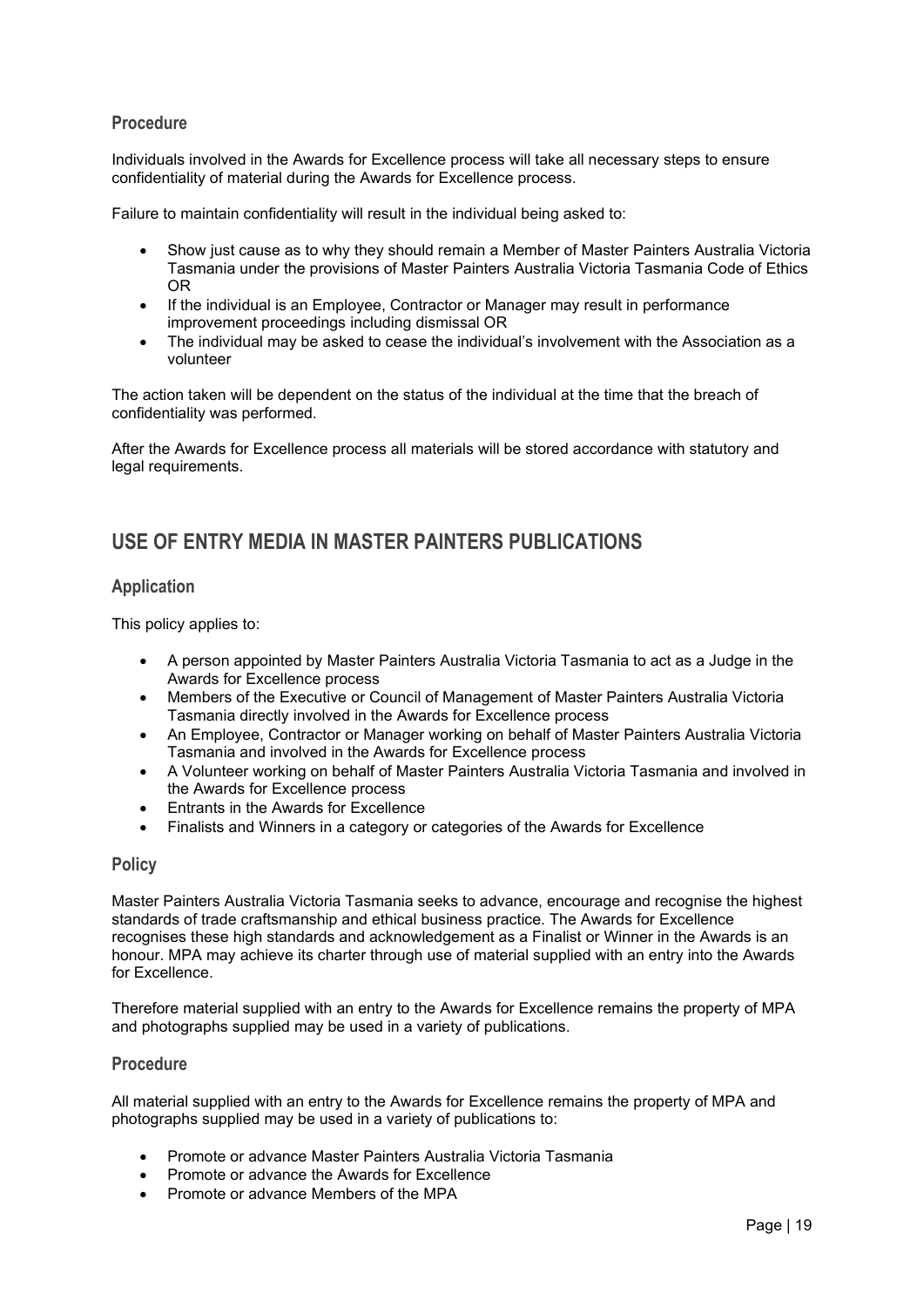### Procedure

Individuals involved in the Awards for Excellence process will take all necessary steps to ensure confidentiality of material during the Awards for Excellence process.

Failure to maintain confidentiality will result in the individual being asked to:

- Show just cause as to why they should remain a Member of Master Painters Australia Victoria Tasmania under the provisions of Master Painters Australia Victoria Tasmania Code of Ethics OR
- If the individual is an Employee, Contractor or Manager may result in performance improvement proceedings including dismissal OR
- The individual may be asked to cease the individual's involvement with the Association as a volunteer

The action taken will be dependent on the status of the individual at the time that the breach of confidentiality was performed.

After the Awards for Excellence process all materials will be stored accordance with statutory and legal requirements.

## USE OF ENTRY MEDIA IN MASTER PAINTERS PUBLICATIONS

### Application

This policy applies to:

- A person appointed by Master Painters Australia Victoria Tasmania to act as a Judge in the Awards for Excellence process
- Members of the Executive or Council of Management of Master Painters Australia Victoria Tasmania directly involved in the Awards for Excellence process
- An Employee, Contractor or Manager working on behalf of Master Painters Australia Victoria Tasmania and involved in the Awards for Excellence process
- A Volunteer working on behalf of Master Painters Australia Victoria Tasmania and involved in the Awards for Excellence process
- Entrants in the Awards for Excellence
- Finalists and Winners in a category or categories of the Awards for Excellence

### Policy

Master Painters Australia Victoria Tasmania seeks to advance, encourage and recognise the highest standards of trade craftsmanship and ethical business practice. The Awards for Excellence recognises these high standards and acknowledgement as a Finalist or Winner in the Awards is an honour. MPA may achieve its charter through use of material supplied with an entry into the Awards for Excellence.

Therefore material supplied with an entry to the Awards for Excellence remains the property of MPA and photographs supplied may be used in a variety of publications.

### Procedure

All material supplied with an entry to the Awards for Excellence remains the property of MPA and photographs supplied may be used in a variety of publications to:

- Promote or advance Master Painters Australia Victoria Tasmania
- Promote or advance the Awards for Excellence
- Promote or advance Members of the MPA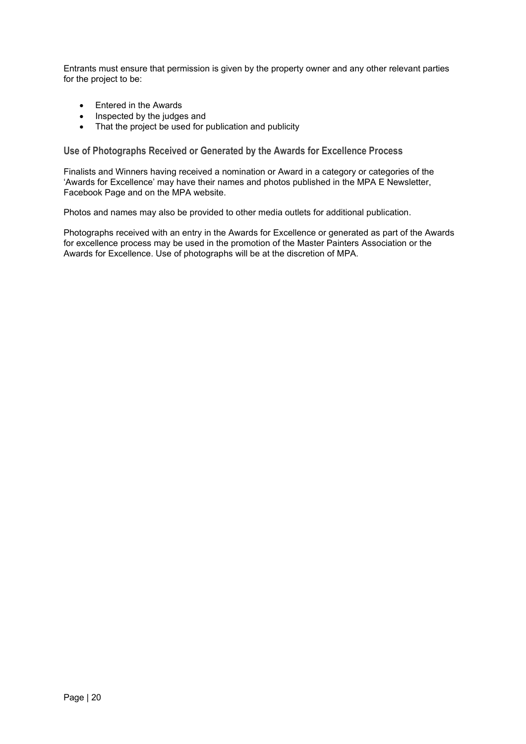Entrants must ensure that permission is given by the property owner and any other relevant parties for the project to be:

- Entered in the Awards
- Inspected by the judges and
- That the project be used for publication and publicity

### Use of Photographs Received or Generated by the Awards for Excellence Process

Finalists and Winners having received a nomination or Award in a category or categories of the 'Awards for Excellence' may have their names and photos published in the MPA E Newsletter, Facebook Page and on the MPA website.

Photos and names may also be provided to other media outlets for additional publication.

Photographs received with an entry in the Awards for Excellence or generated as part of the Awards for excellence process may be used in the promotion of the Master Painters Association or the Awards for Excellence. Use of photographs will be at the discretion of MPA.